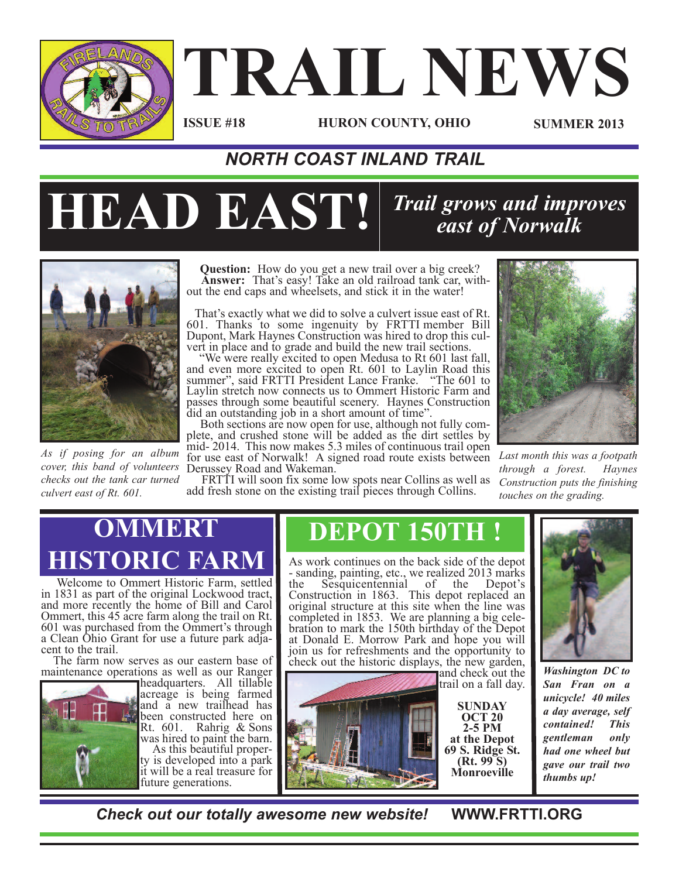# TRAIL NEWS

**ISSUE #18** **HURON COUNTY, OHIO** **SUMMER 2013**

## *NORTH COAST INLAND TRAIL*

# HEAD EAST!

## *Trail grows and improves east of Norwalk*

*As if posing for an album cover, this band of volunteers checks out the tank car turned culvert east of Rt. 601.*

**Question:** How do you get a new trail over a big creek?
**Answer:** That's easy! Take an old railroad tank car, without the end caps and wheelsets, and stick it in the water!

That's exactly what we did to solve a culvert issue east of Rt. 601. Thanks to some ingenuity by FRTTI member Bill Dupont, Mark Haynes Construction was hired to drop this culvert in place and to grade and build the new trail sections.

"We were really excited to open Medusa to Rt 601 last fall, and even more excited to open Rt. 601 to Laylin Road this summer", said FRTTI President Lance Franke. "The 601 to Laylin stretch now connects us to Ommert Historic Farm and passes through some beautiful scenery. Haynes Construction did an outstanding job in a short amount of time".

Both sections are now open for use, although not fully complete, and crushed stone will be added as the dirt settles by mid- 2014. This now makes 5.3 miles of continuous trail open for use east of Norwalk! A signed road route exists between Derussey Road and Wakeman.

FRTTI will soon fix some low spots near Collins as well as add fresh stone on the existing trail pieces through Collins.

*Last month this was a footpath through a forest. Haynes Construction puts the finishing touches on the grading.*

## OMMERT HISTORIC FARM

Welcome to Ommert Historic Farm, settled in 1831 as part of the original Lockwood tract, and more recently the home of Bill and Carol Ommert, this 45 acre farm along the trail on Rt. 601 was purchased from the Ommert's through a Clean Ohio Grant for use a future park adjacent to the trail.

The farm now serves as our eastern base of maintenance operations as well as our Ranger headquarters. All tillable acreage is being farmed and a new trailhead has been constructed here on Rt. 601. Rahrig & Sons was hired to paint the barn.

As this beautiful property is developed into a park it will be a real treasure for future generations.

## DEPOT 150TH !

As work continues on the back side of the depot - sanding, painting, etc., we realized 2013 marks the Sesquicentennial of the Depot's Construction in 1863. This depot replaced an original structure at this site when the line was completed in 1853. We are planning a big celebration to mark the 150th birthday of the Depot at Donald E. Morrow Park and hope you will join us for refreshments and the opportunity to check out the historic displays, the new garden, and check out the trail on a fall day.

**SUNDAY**
**OCT 20**
**2-5 PM**
**at the Depot**
**69 S. Ridge St.**
**(Rt. 99 S)**
**Monroeville**

***Washington DC to San Fran on a unicycle! 40 miles a day average, self contained! This gentleman only had one wheel but gave our trail two thumbs up!***

***Check out our totally awesome new website!*** **WWW.FRTTI.ORG**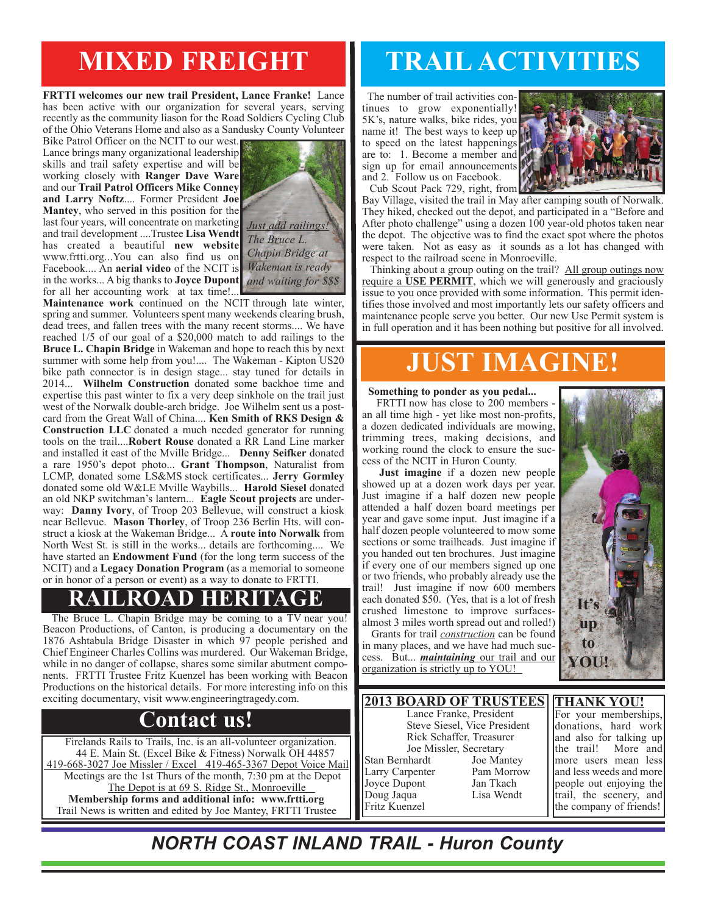# MIXED FREIGHT

**FRTTI welcomes our new trail President, Lance Franke!** Lance has been active with our organization for several years, serving recently as the community liason for the Road Soldiers Cycling Club of the Ohio Veterans Home and also as a Sandusky County Volunteer Bike Patrol Officer on the NCIT to our west. Lance brings many organizational leadership skills and trail safety expertise and will be working closely with **Ranger Dave Ware** and our **Trail Patrol Officers Mike Conney and Larry Noftz**.... Former President **Joe Mantey**, who served in this position for the last four years, will concentrate on marketing and trail development ....Trustee **Lisa Wendt** has created a beautiful **new website** www.frtti.org...You can also find us on Facebook.... An **aerial video** of the NCIT is in the works... A big thanks to **Joyce Dupont** for all her accounting work at tax time!...

*Just add railings! The Bruce L. Chapin Bridge at Wakeman is ready and waiting for $$$*

**Maintenance work** continued on the NCIT through late winter, spring and summer. Volunteers spent many weekends clearing brush, dead trees, and fallen trees with the many recent storms.... We have reached 1/5 of our goal of a $20,000 match to add railings to the **Bruce L. Chapin Bridge** in Wakeman and hope to reach this by next summer with some help from you!.... The Wakeman - Kipton US20 bike path connector is in design stage... stay tuned for details in 2014... **Wilhelm Construction** donated some backhoe time and expertise this past winter to fix a very deep sinkhole on the trail just west of the Norwalk double-arch bridge. Joe Wilhelm sent us a postcard from the Great Wall of China.... **Ken Smith of RKS Design & Construction LLC** donated a much needed generator for running tools on the trail....**Robert Rouse** donated a RR Land Line marker and installed it east of the Mville Bridge... **Denny Seifker** donated a rare 1950's depot photo... **Grant Thompson**, Naturalist from LCMP, donated some LS&MS stock certificates... **Jerry Gormley** donated some old W&LE Mville Waybills... **Harold Siesel** donated an old NKP switchman's lantern... **Eagle Scout projects** are underway: **Danny Ivory**, of Troop 203 Bellevue, will construct a kiosk near Bellevue. **Mason Thorley**, of Troop 236 Berlin Hts. will construct a kiosk at the Wakeman Bridge... A **route into Norwalk** from North West St. is still in the works... details are forthcoming.... We have started an **Endowment Fund** (for the long term success of the NCIT) and a **Legacy Donation Program** (as a memorial to someone or in honor of a person or event) as a way to donate to FRTTI.

# RAILROAD HERITAGE

The Bruce L. Chapin Bridge may be coming to a TV near you! Beacon Productions, of Canton, is producing a documentary on the 1876 Ashtabula Bridge Disaster in which 97 people perished and Chief Engineer Charles Collins was murdered. Our Wakeman Bridge, while in no danger of collapse, shares some similar abutment components. FRTTI Trustee Fritz Kuenzel has been working with Beacon Productions on the historical details. For more interesting info on this exciting documentary, visit www.engineeringtragedy.com.

# Contact us!

Firelands Rails to Trails, Inc. is an all-volunteer organization.
44 E. Main St. (Excel Bike & Fitness) Norwalk OH 44857
419-668-3027 Joe Missler / Excel 419-465-3367 Depot Voice Mail
Meetings are the 1st Thurs of the month, 7:30 pm at the Depot
The Depot is at 69 S. Ridge St., Monroeville
**Membership forms and additional info: www.frtti.org**
Trail News is written and edited by Joe Mantey, FRTTI Trustee

# TRAIL ACTIVITIES

The number of trail activities continues to grow exponentially! 5K's, nature walks, bike rides, you name it! The best ways to keep up to speed on the latest happenings are to: 1. Become a member and sign up for email announcements and 2. Follow us on Facebook.

Cub Scout Pack 729, right, from Bay Village, visited the trail in May after camping south of Norwalk. They hiked, checked out the depot, and participated in a "Before and After photo challenge" using a dozen 100 year-old photos taken near the depot. The objective was to find the exact spot where the photos were taken. Not as easy as it sounds as a lot has changed with respect to the railroad scene in Monroeville.

Thinking about a group outing on the trail? All group outings now require a **USE PERMIT**, which we will generously and graciously issue to you once provided with some information. This permit identifies those involved and most importantly lets our safety officers and maintenance people serve you better. Our new Use Permit system is in full operation and it has been nothing but positive for all involved.

# JUST IMAGINE!

**Something to ponder as you pedal...**

FRTTI now has close to 200 members - an all time high - yet like most non-profits, a dozen dedicated individuals are mowing, trimming trees, making decisions, and working round the clock to ensure the success of the NCIT in Huron County.

**Just imagine** if a dozen new people showed up at a dozen work days per year. Just imagine if a half dozen new people attended a half dozen board meetings per year and gave some input. Just imagine if a half dozen people volunteered to mow some sections or some trailheads. Just imagine if you handed out ten brochures. Just imagine if every one of our members signed up one or two friends, who probably already use the trail! Just imagine if now 600 members each donated $50. (Yes, that is a lot of fresh crushed limestone to improve surfaces-almost 3 miles worth spread out and rolled!)

Grants for trail *construction* can be found in many places, and we have had much success. But... ***maintaining*** our trail and our organization is strictly up to YOU!

**It's up to YOU!**

## 2013 BOARD OF TRUSTEES

Lance Franke, President
Steve Siesel, Vice President
Rick Schaffer, Treasurer
Joe Missler, Secretary

| | |
|---|---|
| Stan Bernhardt | Joe Mantey |
| Larry Carpenter | Pam Morrow |
| Joyce Dupont | Jan Tkach |
| Doug Jaqua | Lisa Wendt |
| Fritz Kuenzel | |

## THANK YOU!

For your memberships, donations, hard work and also for talking up the trail! More and more users mean less and less weeds and more people out enjoying the trail, the scenery, and the company of friends!

***NORTH COAST INLAND TRAIL - Huron County***